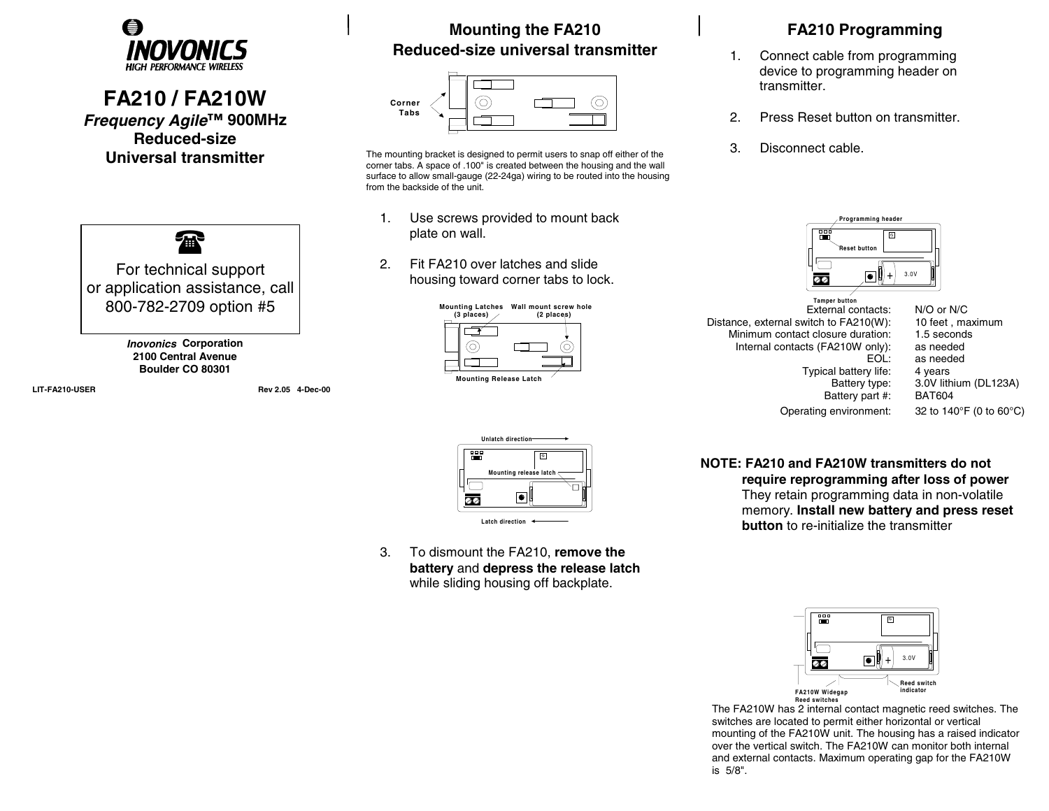# INOVONICS

HIGH PERFORMANCE WIRELESS

# FA210 / FA210W

***Frequency Agile*™ 900MHz**

**Reduced-size**

**Universal transmitter**

For technical support
or application assistance, call
800-782-2709 option #5

***Inovonics* Corporation**
**2100 Central Avenue**
**Boulder CO 80301**

LIT-FA210-USER Rev 2.05 4-Dec-00

## Mounting the FA210 Reduced-size universal transmitter

Corner Tabs

The mounting bracket is designed to permit users to snap off either of the corner tabs. A space of .100" is created between the housing and the wall surface to allow small-gauge (22-24ga) wiring to be routed into the housing from the backside of the unit.

1. Use screws provided to mount back plate on wall.
2. Fit FA210 over latches and slide housing toward corner tabs to lock.

Mounting Latches (3 places) Wall mount screw hole (2 places)

Mounting Release Latch

Unlatch direction

Mounting release latch

Latch direction

3. To dismount the FA210, **remove the battery** and **depress the release latch** while sliding housing off backplate.

## FA210 Programming

1. Connect cable from programming device to programming header on transmitter.
2. Press Reset button on transmitter.
3. Disconnect cable.

Programming header

Reset button

Tamper button

| | |
|---|---|
| External contacts: | N/O or N/C |
| Distance, external switch to FA210(W): | 10 feet , maximum |
| Minimum contact closure duration: | 1.5 seconds |
| Internal contacts (FA210W only): | as needed |
| EOL: | as needed |
| Typical battery life: | 4 years |
| Battery type: | 3.0V lithium (DL123A) |
| Battery part #: | BAT604 |
| Operating environment: | 32 to 140°F (0 to 60°C) |

**NOTE: FA210 and FA210W transmitters do not require reprogramming after loss of power** They retain programming data in non-volatile memory. **Install new battery and press reset button** to re-initialize the transmitter

FA210W Widegap Reed switches

Reed switch indicator

The FA210W has 2 internal contact magnetic reed switches. The switches are located to permit either horizontal or vertical mounting of the FA210W unit. The housing has a raised indicator over the vertical switch. The FA210W can monitor both internal and external contacts. Maximum operating gap for the FA210W is 5/8".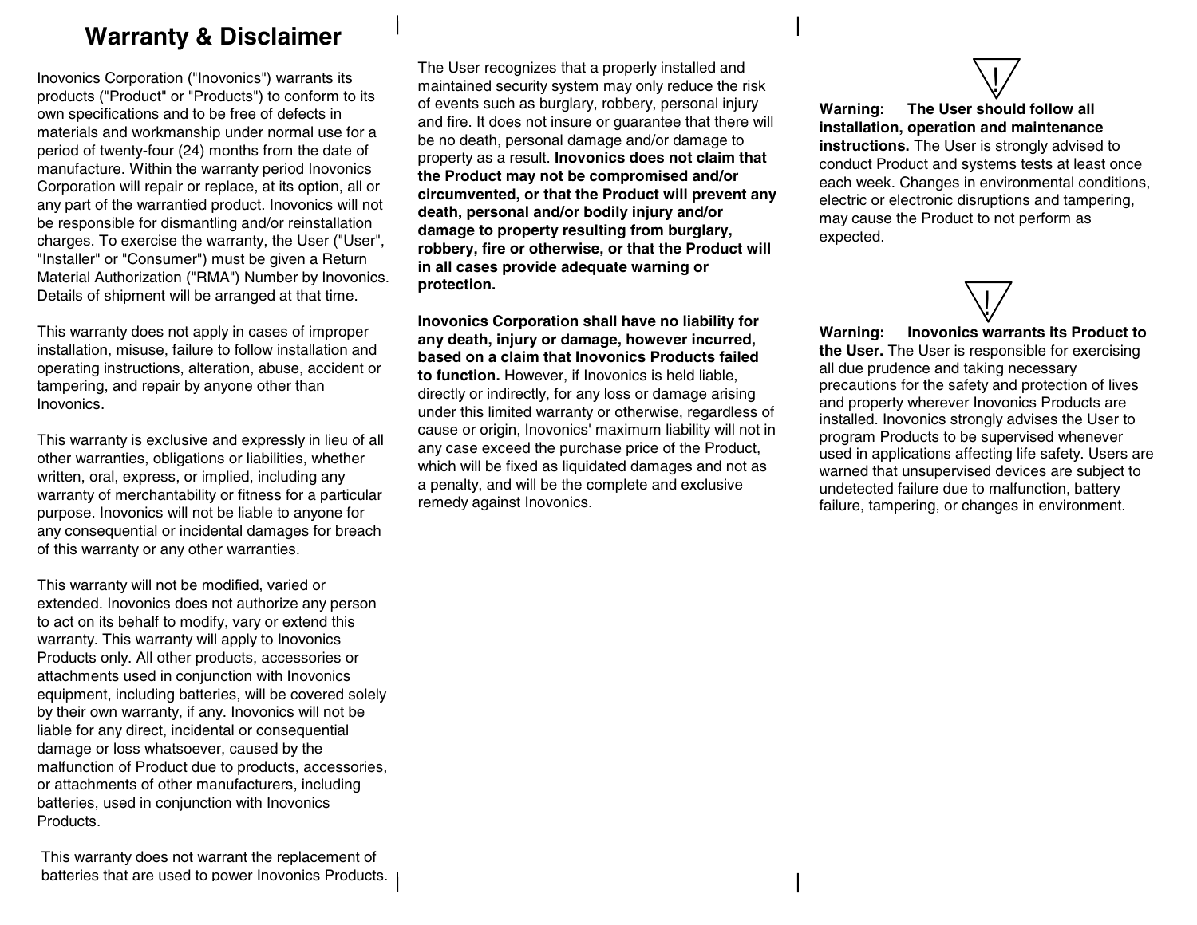## Warranty & Disclaimer

Inovonics Corporation ("Inovonics") warrants its products ("Product" or "Products") to conform to its own specifications and to be free of defects in materials and workmanship under normal use for a period of twenty-four (24) months from the date of manufacture. Within the warranty period Inovonics Corporation will repair or replace, at its option, all or any part of the warrantied product. Inovonics will not be responsible for dismantling and/or reinstallation charges. To exercise the warranty, the User ("User", "Installer" or "Consumer") must be given a Return Material Authorization ("RMA") Number by Inovonics. Details of shipment will be arranged at that time.

This warranty does not apply in cases of improper installation, misuse, failure to follow installation and operating instructions, alteration, abuse, accident or tampering, and repair by anyone other than Inovonics.

This warranty is exclusive and expressly in lieu of all other warranties, obligations or liabilities, whether written, oral, express, or implied, including any warranty of merchantability or fitness for a particular purpose. Inovonics will not be liable to anyone for any consequential or incidental damages for breach of this warranty or any other warranties.

This warranty will not be modified, varied or extended. Inovonics does not authorize any person to act on its behalf to modify, vary or extend this warranty. This warranty will apply to Inovonics Products only. All other products, accessories or attachments used in conjunction with Inovonics equipment, including batteries, will be covered solely by their own warranty, if any. Inovonics will not be liable for any direct, incidental or consequential damage or loss whatsoever, caused by the malfunction of Product due to products, accessories, or attachments of other manufacturers, including batteries, used in conjunction with Inovonics Products.

This warranty does not warrant the replacement of batteries that are used to power Inovonics Products.

The User recognizes that a properly installed and maintained security system may only reduce the risk of events such as burglary, robbery, personal injury and fire. It does not insure or guarantee that there will be no death, personal damage and/or damage to property as a result. **Inovonics does not claim that the Product may not be compromised and/or circumvented, or that the Product will prevent any death, personal and/or bodily injury and/or damage to property resulting from burglary, robbery, fire or otherwise, or that the Product will in all cases provide adequate warning or protection.**

**Inovonics Corporation shall have no liability for any death, injury or damage, however incurred, based on a claim that Inovonics Products failed to function.** However, if Inovonics is held liable, directly or indirectly, for any loss or damage arising under this limited warranty or otherwise, regardless of cause or origin, Inovonics' maximum liability will not in any case exceed the purchase price of the Product, which will be fixed as liquidated damages and not as a penalty, and will be the complete and exclusive remedy against Inovonics.

**Warning: The User should follow all installation, operation and maintenance instructions.** The User is strongly advised to conduct Product and systems tests at least once each week. Changes in environmental conditions, electric or electronic disruptions and tampering, may cause the Product to not perform as expected.

**Warning: Inovonics warrants its Product to the User.** The User is responsible for exercising all due prudence and taking necessary precautions for the safety and protection of lives and property wherever Inovonics Products are installed. Inovonics strongly advises the User to program Products to be supervised whenever used in applications affecting life safety. Users are warned that unsupervised devices are subject to undetected failure due to malfunction, battery failure, tampering, or changes in environment.